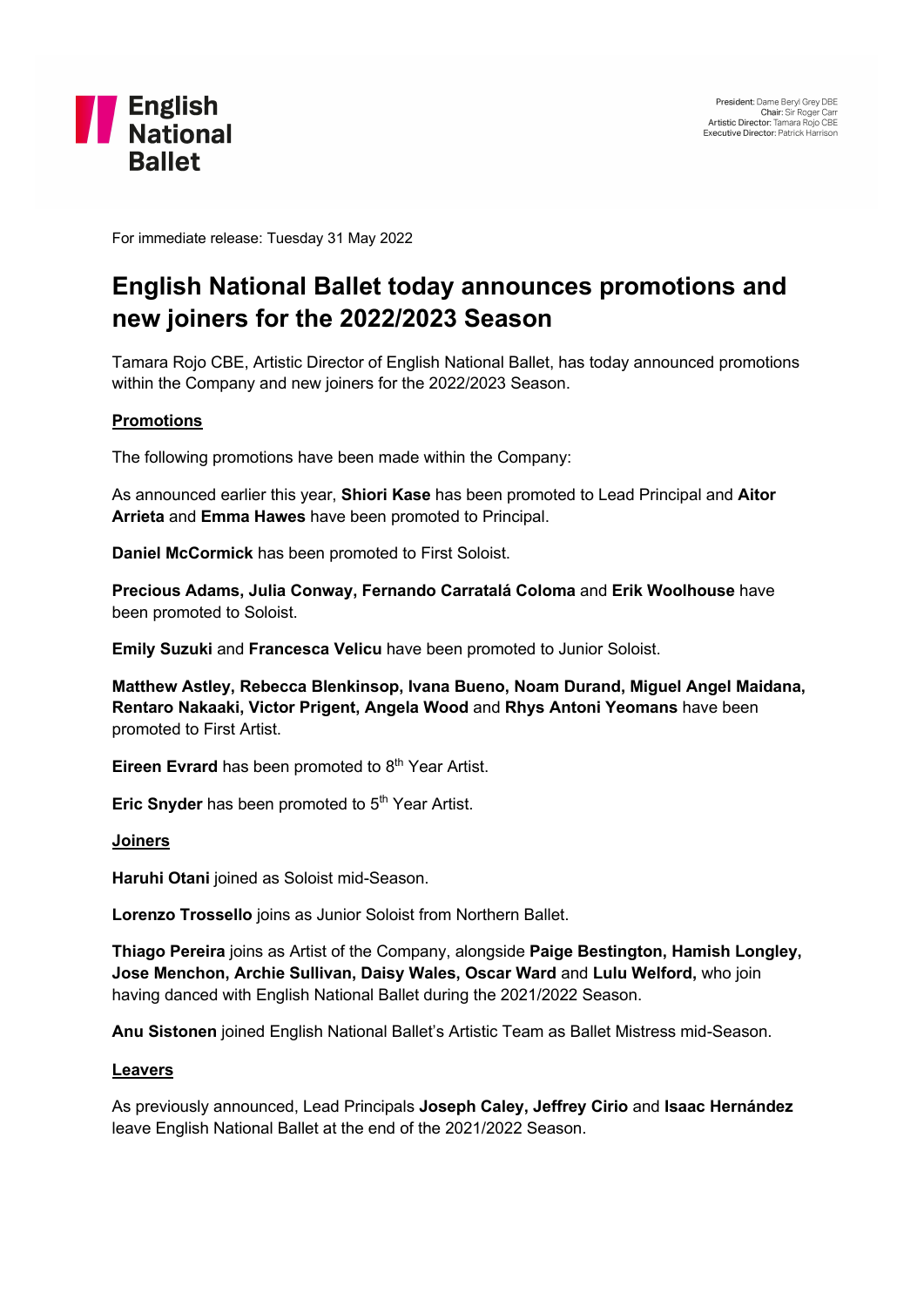English National Ballet

President: Dame Beryl Grey DBE
Chair: Sir Roger Carr
Artistic Director: Tamara Rojo CBE
Executive Director: Patrick Harrison

For immediate release: Tuesday 31 May 2022

# English National Ballet today announces promotions and new joiners for the 2022/2023 Season

Tamara Rojo CBE, Artistic Director of English National Ballet, has today announced promotions within the Company and new joiners for the 2022/2023 Season.

## Promotions

The following promotions have been made within the Company:

As announced earlier this year, **Shiori Kase** has been promoted to Lead Principal and **Aitor Arrieta** and **Emma Hawes** have been promoted to Principal.

**Daniel McCormick** has been promoted to First Soloist.

**Precious Adams, Julia Conway, Fernando Carratalá Coloma** and **Erik Woolhouse** have been promoted to Soloist.

**Emily Suzuki** and **Francesca Velicu** have been promoted to Junior Soloist.

**Matthew Astley, Rebecca Blenkinsop, Ivana Bueno, Noam Durand, Miguel Angel Maidana, Rentaro Nakaaki, Victor Prigent, Angela Wood** and **Rhys Antoni Yeomans** have been promoted to First Artist.

**Eireen Evrard** has been promoted to 8th Year Artist.

**Eric Snyder** has been promoted to 5th Year Artist.

## Joiners

**Haruhi Otani** joined as Soloist mid-Season.

**Lorenzo Trossello** joins as Junior Soloist from Northern Ballet.

**Thiago Pereira** joins as Artist of the Company, alongside **Paige Bestington, Hamish Longley, Jose Menchon, Archie Sullivan, Daisy Wales, Oscar Ward** and **Lulu Welford,** who join having danced with English National Ballet during the 2021/2022 Season.

**Anu Sistonen** joined English National Ballet's Artistic Team as Ballet Mistress mid-Season.

## Leavers

As previously announced, Lead Principals **Joseph Caley, Jeffrey Cirio** and **Isaac Hernández** leave English National Ballet at the end of the 2021/2022 Season.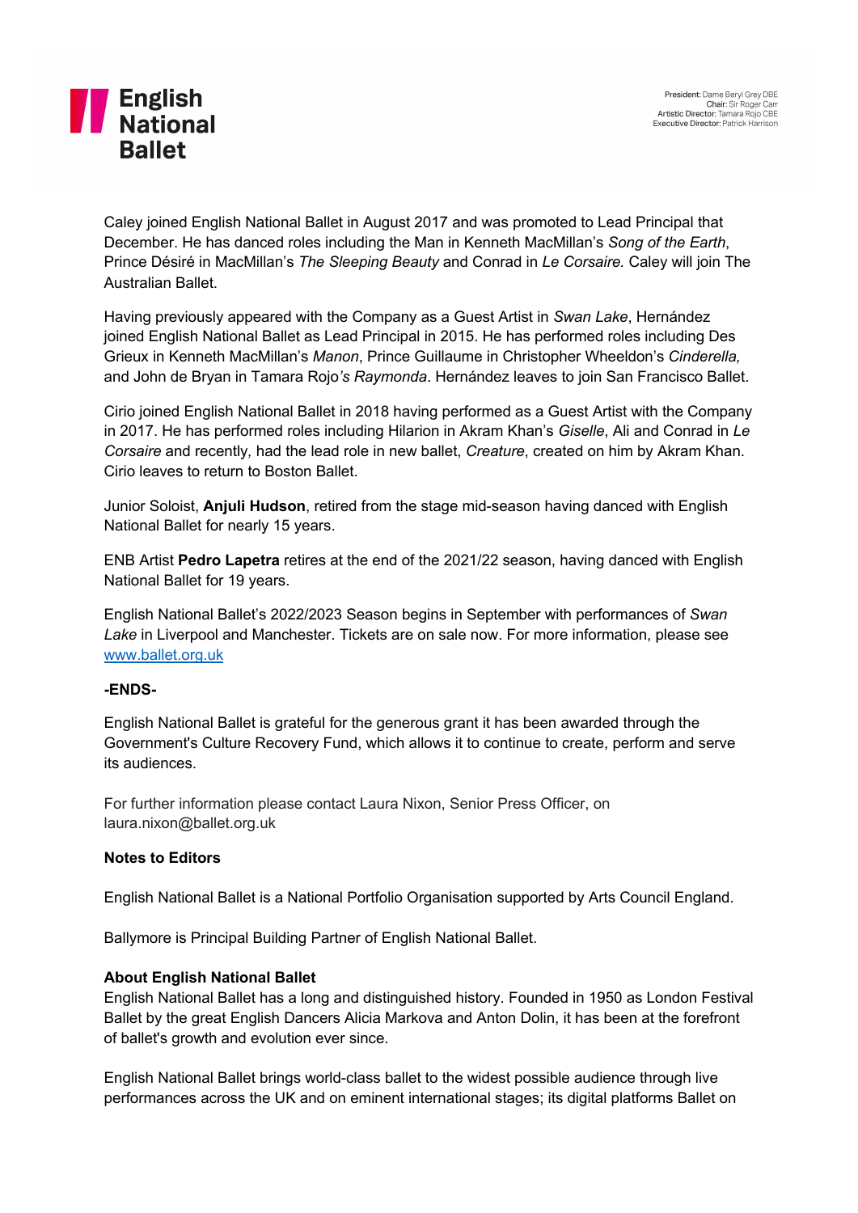Caley joined English National Ballet in August 2017 and was promoted to Lead Principal that December. He has danced roles including the Man in Kenneth MacMillan's *Song of the Earth*, Prince Désiré in MacMillan's *The Sleeping Beauty* and Conrad in *Le Corsaire.* Caley will join The Australian Ballet.

Having previously appeared with the Company as a Guest Artist in *Swan Lake*, Hernández joined English National Ballet as Lead Principal in 2015. He has performed roles including Des Grieux in Kenneth MacMillan's *Manon*, Prince Guillaume in Christopher Wheeldon's *Cinderella,* and John de Bryan in Tamara Rojo*'s Raymonda*. Hernández leaves to join San Francisco Ballet.

Cirio joined English National Ballet in 2018 having performed as a Guest Artist with the Company in 2017. He has performed roles including Hilarion in Akram Khan's *Giselle*, Ali and Conrad in *Le Corsaire* and recently*,* had the lead role in new ballet, *Creature*, created on him by Akram Khan. Cirio leaves to return to Boston Ballet.

Junior Soloist, **Anjuli Hudson**, retired from the stage mid-season having danced with English National Ballet for nearly 15 years.

ENB Artist **Pedro Lapetra** retires at the end of the 2021/22 season, having danced with English National Ballet for 19 years.

English National Ballet's 2022/2023 Season begins in September with performances of *Swan Lake* in Liverpool and Manchester. Tickets are on sale now. For more information, please see [www.ballet.org.uk](www.ballet.org.uk)

**-ENDS-**

English National Ballet is grateful for the generous grant it has been awarded through the Government's Culture Recovery Fund, which allows it to continue to create, perform and serve its audiences.

For further information please contact Laura Nixon, Senior Press Officer, on laura.nixon@ballet.org.uk

**Notes to Editors**

English National Ballet is a National Portfolio Organisation supported by Arts Council England.

Ballymore is Principal Building Partner of English National Ballet.

**About English National Ballet**

English National Ballet has a long and distinguished history. Founded in 1950 as London Festival Ballet by the great English Dancers Alicia Markova and Anton Dolin, it has been at the forefront of ballet's growth and evolution ever since.

English National Ballet brings world-class ballet to the widest possible audience through live performances across the UK and on eminent international stages; its digital platforms Ballet on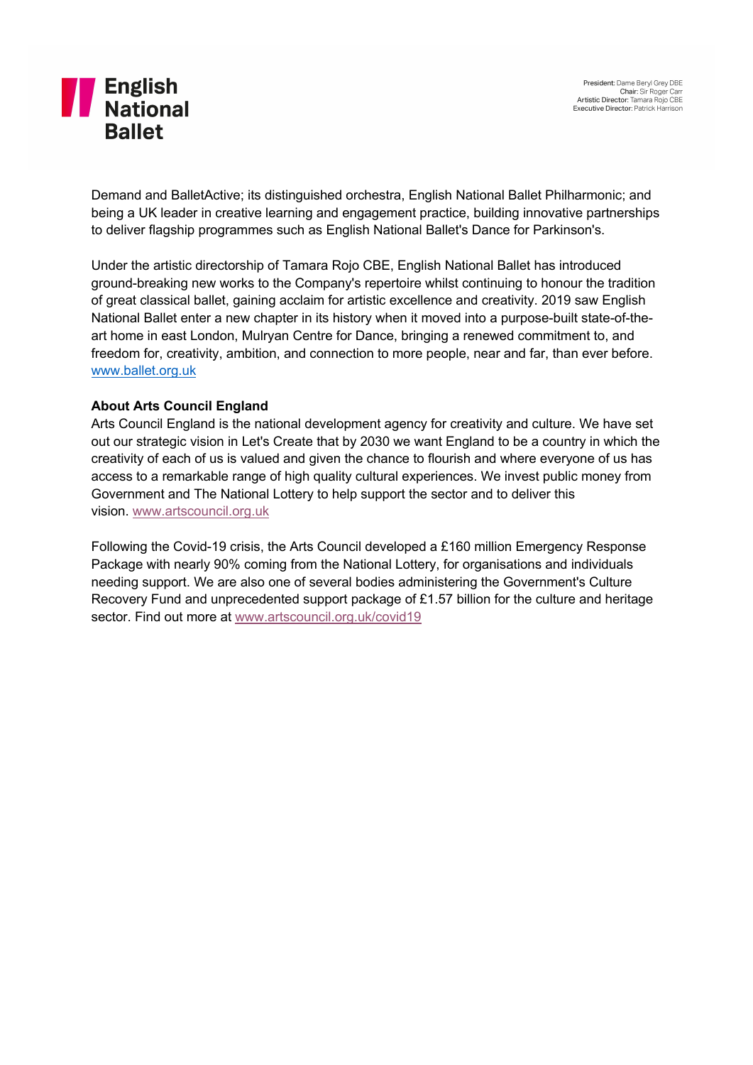Demand and BalletActive; its distinguished orchestra, English National Ballet Philharmonic; and being a UK leader in creative learning and engagement practice, building innovative partnerships to deliver flagship programmes such as English National Ballet's Dance for Parkinson's.

Under the artistic directorship of Tamara Rojo CBE, English National Ballet has introduced ground-breaking new works to the Company's repertoire whilst continuing to honour the tradition of great classical ballet, gaining acclaim for artistic excellence and creativity. 2019 saw English National Ballet enter a new chapter in its history when it moved into a purpose-built state-of-the-art home in east London, Mulryan Centre for Dance, bringing a renewed commitment to, and freedom for, creativity, ambition, and connection to more people, near and far, than ever before. www.ballet.org.uk

**About Arts Council England**

Arts Council England is the national development agency for creativity and culture. We have set out our strategic vision in Let's Create that by 2030 we want England to be a country in which the creativity of each of us is valued and given the chance to flourish and where everyone of us has access to a remarkable range of high quality cultural experiences. We invest public money from Government and The National Lottery to help support the sector and to deliver this vision. www.artscouncil.org.uk

Following the Covid-19 crisis, the Arts Council developed a £160 million Emergency Response Package with nearly 90% coming from the National Lottery, for organisations and individuals needing support. We are also one of several bodies administering the Government's Culture Recovery Fund and unprecedented support package of £1.57 billion for the culture and heritage sector. Find out more at www.artscouncil.org.uk/covid19